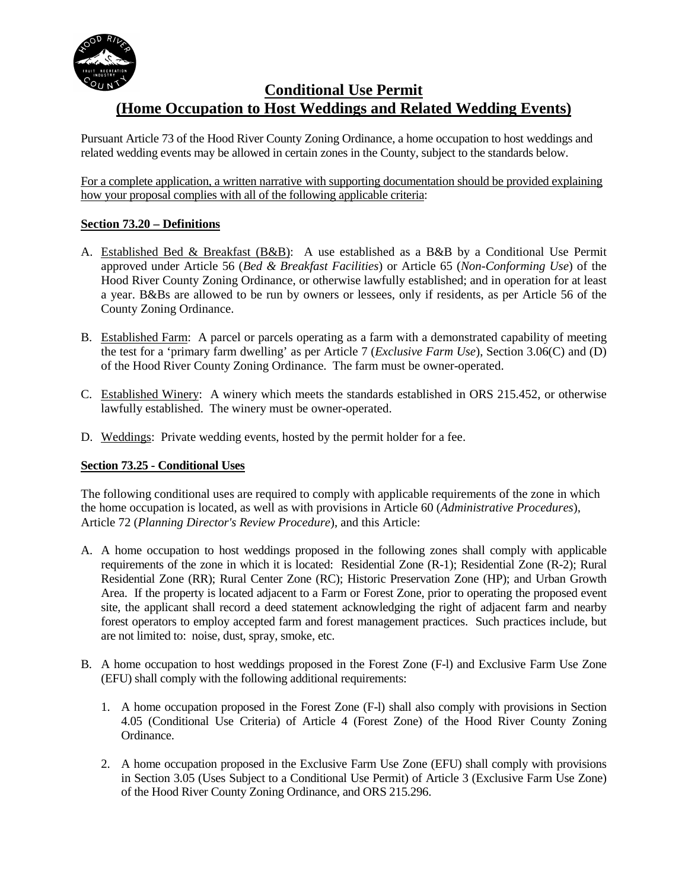# Conditional Use Permit
# (Home Occupation to Host Weddings and Related Wedding Events)

Pursuant Article 73 of the Hood River County Zoning Ordinance, a home occupation to host weddings and related wedding events may be allowed in certain zones in the County, subject to the standards below.

For a complete application, a written narrative with supporting documentation should be provided explaining how your proposal complies with all of the following applicable criteria:

## Section 73.20 – Definitions

A. Established Bed & Breakfast (B&B): A use established as a B&B by a Conditional Use Permit approved under Article 56 (*Bed & Breakfast Facilities*) or Article 65 (*Non-Conforming Use*) of the Hood River County Zoning Ordinance, or otherwise lawfully established; and in operation for at least a year. B&Bs are allowed to be run by owners or lessees, only if residents, as per Article 56 of the County Zoning Ordinance.

B. Established Farm: A parcel or parcels operating as a farm with a demonstrated capability of meeting the test for a 'primary farm dwelling' as per Article 7 (*Exclusive Farm Use*), Section 3.06(C) and (D) of the Hood River County Zoning Ordinance. The farm must be owner-operated.

C. Established Winery: A winery which meets the standards established in ORS 215.452, or otherwise lawfully established. The winery must be owner-operated.

D. Weddings: Private wedding events, hosted by the permit holder for a fee.

## Section 73.25 - Conditional Uses

The following conditional uses are required to comply with applicable requirements of the zone in which the home occupation is located, as well as with provisions in Article 60 (*Administrative Procedures*), Article 72 (*Planning Director's Review Procedure*), and this Article:

A. A home occupation to host weddings proposed in the following zones shall comply with applicable requirements of the zone in which it is located: Residential Zone (R-1); Residential Zone (R-2); Rural Residential Zone (RR); Rural Center Zone (RC); Historic Preservation Zone (HP); and Urban Growth Area. If the property is located adjacent to a Farm or Forest Zone, prior to operating the proposed event site, the applicant shall record a deed statement acknowledging the right of adjacent farm and nearby forest operators to employ accepted farm and forest management practices. Such practices include, but are not limited to: noise, dust, spray, smoke, etc.

B. A home occupation to host weddings proposed in the Forest Zone (F-l) and Exclusive Farm Use Zone (EFU) shall comply with the following additional requirements:

   1. A home occupation proposed in the Forest Zone (F-l) shall also comply with provisions in Section 4.05 (Conditional Use Criteria) of Article 4 (Forest Zone) of the Hood River County Zoning Ordinance.

   2. A home occupation proposed in the Exclusive Farm Use Zone (EFU) shall comply with provisions in Section 3.05 (Uses Subject to a Conditional Use Permit) of Article 3 (Exclusive Farm Use Zone) of the Hood River County Zoning Ordinance, and ORS 215.296.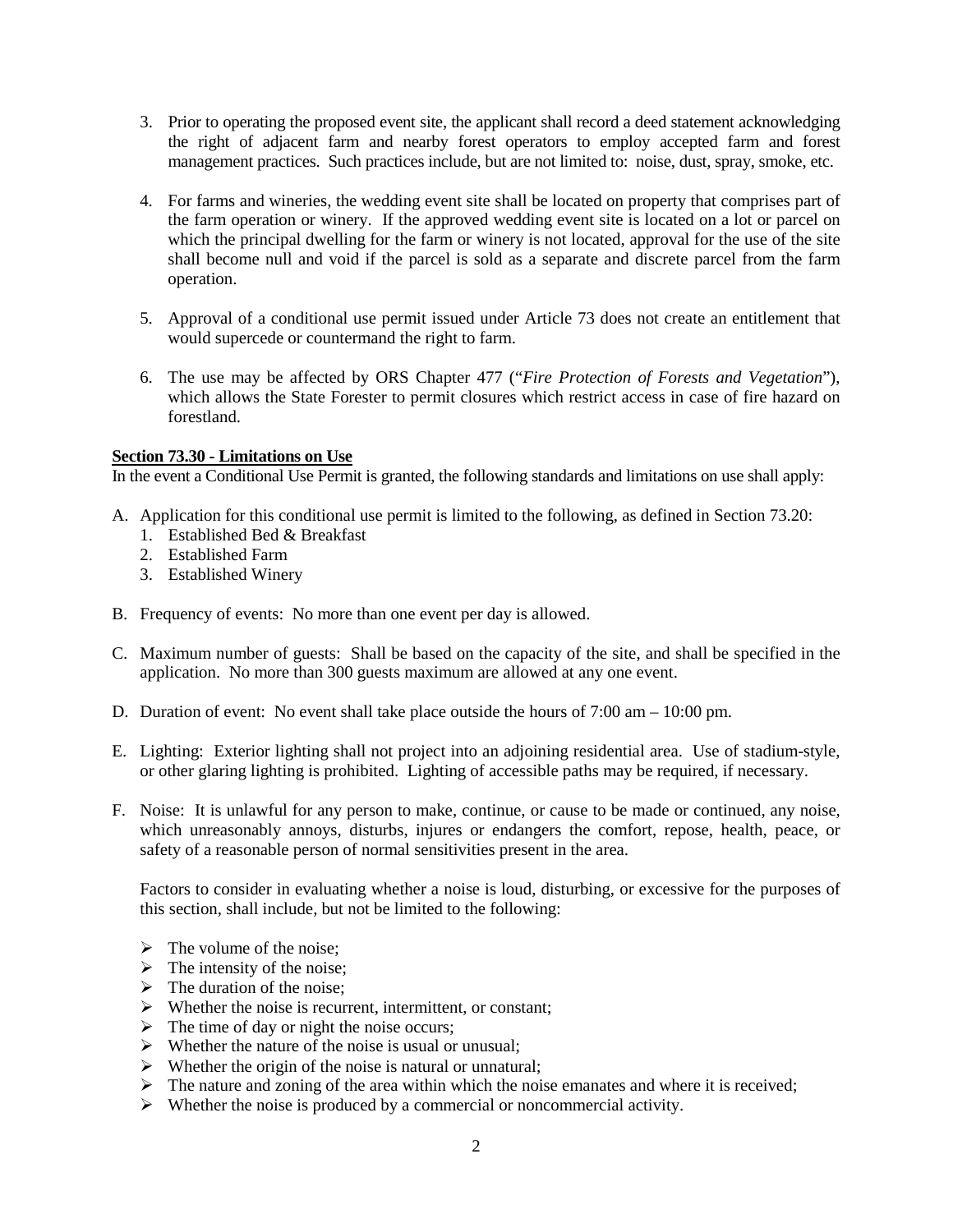3. Prior to operating the proposed event site, the applicant shall record a deed statement acknowledging the right of adjacent farm and nearby forest operators to employ accepted farm and forest management practices. Such practices include, but are not limited to: noise, dust, spray, smoke, etc.

4. For farms and wineries, the wedding event site shall be located on property that comprises part of the farm operation or winery. If the approved wedding event site is located on a lot or parcel on which the principal dwelling for the farm or winery is not located, approval for the use of the site shall become null and void if the parcel is sold as a separate and discrete parcel from the farm operation.

5. Approval of a conditional use permit issued under Article 73 does not create an entitlement that would supercede or countermand the right to farm.

6. The use may be affected by ORS Chapter 477 ("*Fire Protection of Forests and Vegetation*"), which allows the State Forester to permit closures which restrict access in case of fire hazard on forestland.

**Section 73.30 - Limitations on Use**

In the event a Conditional Use Permit is granted, the following standards and limitations on use shall apply:

A. Application for this conditional use permit is limited to the following, as defined in Section 73.20:
   1. Established Bed & Breakfast
   2. Established Farm
   3. Established Winery

B. Frequency of events: No more than one event per day is allowed.

C. Maximum number of guests: Shall be based on the capacity of the site, and shall be specified in the application. No more than 300 guests maximum are allowed at any one event.

D. Duration of event: No event shall take place outside the hours of 7:00 am – 10:00 pm.

E. Lighting: Exterior lighting shall not project into an adjoining residential area. Use of stadium-style, or other glaring lighting is prohibited. Lighting of accessible paths may be required, if necessary.

F. Noise: It is unlawful for any person to make, continue, or cause to be made or continued, any noise, which unreasonably annoys, disturbs, injures or endangers the comfort, repose, health, peace, or safety of a reasonable person of normal sensitivities present in the area.

   Factors to consider in evaluating whether a noise is loud, disturbing, or excessive for the purposes of this section, shall include, but not be limited to the following:

   - The volume of the noise;
   - The intensity of the noise;
   - The duration of the noise;
   - Whether the noise is recurrent, intermittent, or constant;
   - The time of day or night the noise occurs;
   - Whether the nature of the noise is usual or unusual;
   - Whether the origin of the noise is natural or unnatural;
   - The nature and zoning of the area within which the noise emanates and where it is received;
   - Whether the noise is produced by a commercial or noncommercial activity.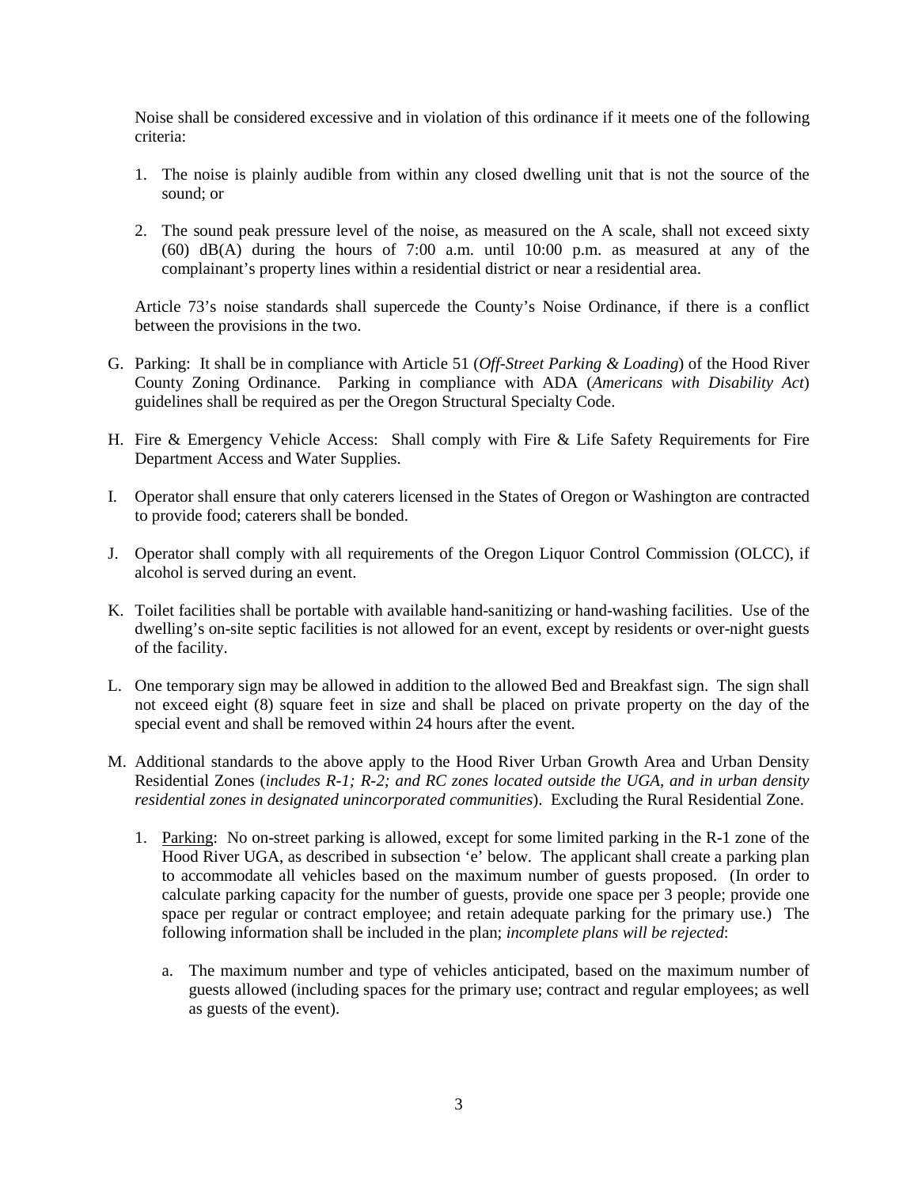Noise shall be considered excessive and in violation of this ordinance if it meets one of the following criteria:

1. The noise is plainly audible from within any closed dwelling unit that is not the source of the sound; or

2. The sound peak pressure level of the noise, as measured on the A scale, shall not exceed sixty (60) dB(A) during the hours of 7:00 a.m. until 10:00 p.m. as measured at any of the complainant's property lines within a residential district or near a residential area.

Article 73's noise standards shall supercede the County's Noise Ordinance, if there is a conflict between the provisions in the two.

G. Parking: It shall be in compliance with Article 51 (*Off-Street Parking & Loading*) of the Hood River County Zoning Ordinance. Parking in compliance with ADA (*Americans with Disability Act*) guidelines shall be required as per the Oregon Structural Specialty Code.

H. Fire & Emergency Vehicle Access: Shall comply with Fire & Life Safety Requirements for Fire Department Access and Water Supplies.

I. Operator shall ensure that only caterers licensed in the States of Oregon or Washington are contracted to provide food; caterers shall be bonded.

J. Operator shall comply with all requirements of the Oregon Liquor Control Commission (OLCC), if alcohol is served during an event.

K. Toilet facilities shall be portable with available hand-sanitizing or hand-washing facilities. Use of the dwelling's on-site septic facilities is not allowed for an event, except by residents or over-night guests of the facility.

L. One temporary sign may be allowed in addition to the allowed Bed and Breakfast sign. The sign shall not exceed eight (8) square feet in size and shall be placed on private property on the day of the special event and shall be removed within 24 hours after the event.

M. Additional standards to the above apply to the Hood River Urban Growth Area and Urban Density Residential Zones (*includes R-1; R-2; and RC zones located outside the UGA, and in urban density residential zones in designated unincorporated communities*). Excluding the Rural Residential Zone.

   1. <u>Parking</u>: No on-street parking is allowed, except for some limited parking in the R-1 zone of the Hood River UGA, as described in subsection 'e' below. The applicant shall create a parking plan to accommodate all vehicles based on the maximum number of guests proposed. (In order to calculate parking capacity for the number of guests, provide one space per 3 people; provide one space per regular or contract employee; and retain adequate parking for the primary use.) The following information shall be included in the plan; *incomplete plans will be rejected*:

      a. The maximum number and type of vehicles anticipated, based on the maximum number of guests allowed (including spaces for the primary use; contract and regular employees; as well as guests of the event).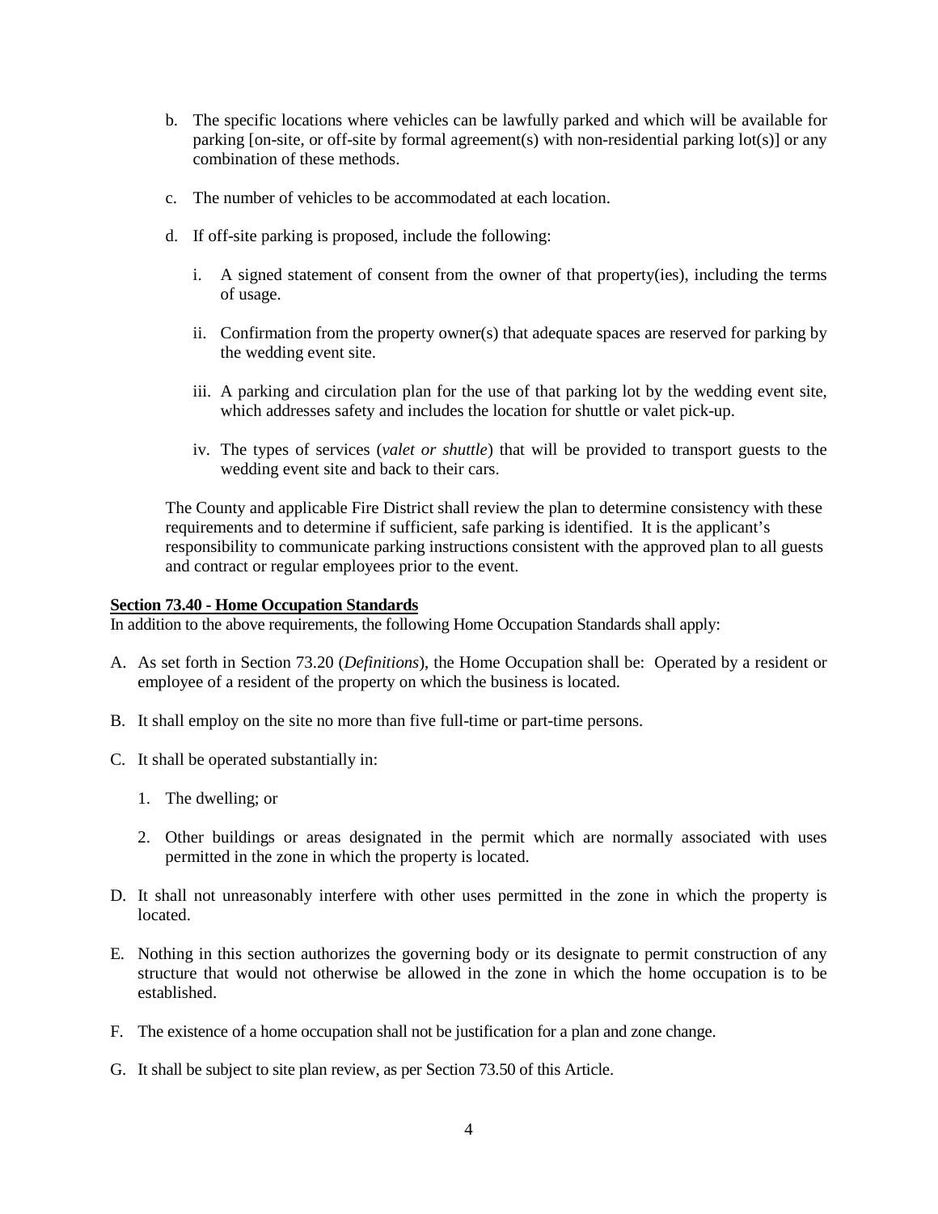b. The specific locations where vehicles can be lawfully parked and which will be available for parking [on-site, or off-site by formal agreement(s) with non-residential parking lot(s)] or any combination of these methods.

c. The number of vehicles to be accommodated at each location.

d. If off-site parking is proposed, include the following:

   i. A signed statement of consent from the owner of that property(ies), including the terms of usage.

   ii. Confirmation from the property owner(s) that adequate spaces are reserved for parking by the wedding event site.

   iii. A parking and circulation plan for the use of that parking lot by the wedding event site, which addresses safety and includes the location for shuttle or valet pick-up.

   iv. The types of services (*valet or shuttle*) that will be provided to transport guests to the wedding event site and back to their cars.

The County and applicable Fire District shall review the plan to determine consistency with these requirements and to determine if sufficient, safe parking is identified. It is the applicant's responsibility to communicate parking instructions consistent with the approved plan to all guests and contract or regular employees prior to the event.

**Section 73.40 - Home Occupation Standards**

In addition to the above requirements, the following Home Occupation Standards shall apply:

A. As set forth in Section 73.20 (*Definitions*), the Home Occupation shall be: Operated by a resident or employee of a resident of the property on which the business is located.

B. It shall employ on the site no more than five full-time or part-time persons.

C. It shall be operated substantially in:

   1. The dwelling; or

   2. Other buildings or areas designated in the permit which are normally associated with uses permitted in the zone in which the property is located.

D. It shall not unreasonably interfere with other uses permitted in the zone in which the property is located.

E. Nothing in this section authorizes the governing body or its designate to permit construction of any structure that would not otherwise be allowed in the zone in which the home occupation is to be established.

F. The existence of a home occupation shall not be justification for a plan and zone change.

G. It shall be subject to site plan review, as per Section 73.50 of this Article.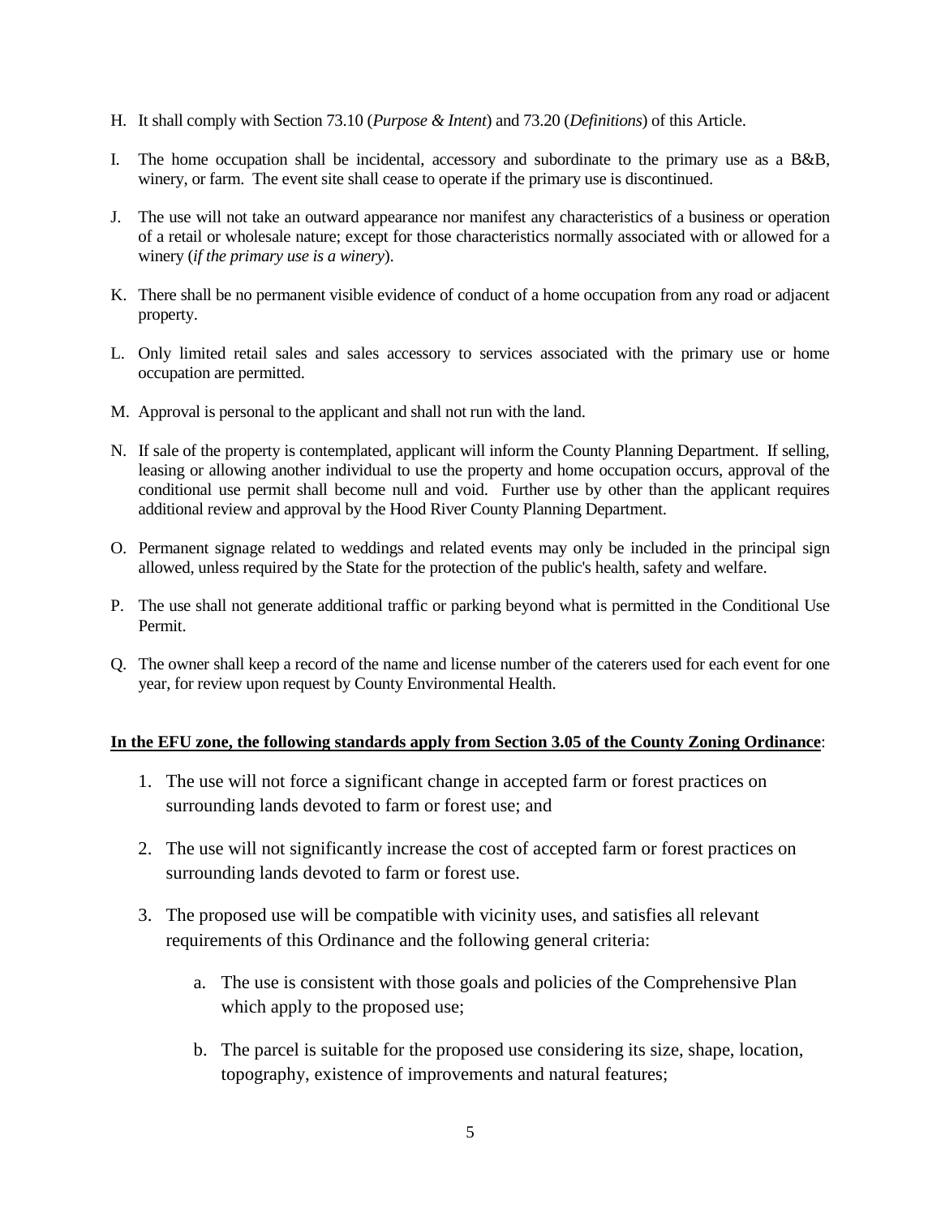H. It shall comply with Section 73.10 (*Purpose & Intent*) and 73.20 (*Definitions*) of this Article.

I. The home occupation shall be incidental, accessory and subordinate to the primary use as a B&B, winery, or farm. The event site shall cease to operate if the primary use is discontinued.

J. The use will not take an outward appearance nor manifest any characteristics of a business or operation of a retail or wholesale nature; except for those characteristics normally associated with or allowed for a winery (*if the primary use is a winery*).

K. There shall be no permanent visible evidence of conduct of a home occupation from any road or adjacent property.

L. Only limited retail sales and sales accessory to services associated with the primary use or home occupation are permitted.

M. Approval is personal to the applicant and shall not run with the land.

N. If sale of the property is contemplated, applicant will inform the County Planning Department. If selling, leasing or allowing another individual to use the property and home occupation occurs, approval of the conditional use permit shall become null and void. Further use by other than the applicant requires additional review and approval by the Hood River County Planning Department.

O. Permanent signage related to weddings and related events may only be included in the principal sign allowed, unless required by the State for the protection of the public's health, safety and welfare.

P. The use shall not generate additional traffic or parking beyond what is permitted in the Conditional Use Permit.

Q. The owner shall keep a record of the name and license number of the caterers used for each event for one year, for review upon request by County Environmental Health.

**In the EFU zone, the following standards apply from Section 3.05 of the County Zoning Ordinance**:

1. The use will not force a significant change in accepted farm or forest practices on surrounding lands devoted to farm or forest use; and

2. The use will not significantly increase the cost of accepted farm or forest practices on surrounding lands devoted to farm or forest use.

3. The proposed use will be compatible with vicinity uses, and satisfies all relevant requirements of this Ordinance and the following general criteria:

   a. The use is consistent with those goals and policies of the Comprehensive Plan which apply to the proposed use;

   b. The parcel is suitable for the proposed use considering its size, shape, location, topography, existence of improvements and natural features;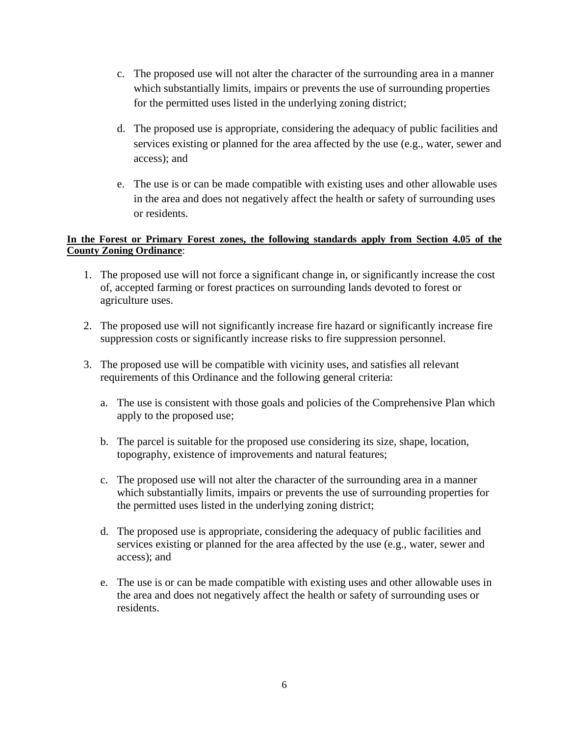c. The proposed use will not alter the character of the surrounding area in a manner which substantially limits, impairs or prevents the use of surrounding properties for the permitted uses listed in the underlying zoning district;

d. The proposed use is appropriate, considering the adequacy of public facilities and services existing or planned for the area affected by the use (e.g., water, sewer and access); and

e. The use is or can be made compatible with existing uses and other allowable uses in the area and does not negatively affect the health or safety of surrounding uses or residents.

**In the Forest or Primary Forest zones, the following standards apply from Section 4.05 of the County Zoning Ordinance**:

1. The proposed use will not force a significant change in, or significantly increase the cost of, accepted farming or forest practices on surrounding lands devoted to forest or agriculture uses.

2. The proposed use will not significantly increase fire hazard or significantly increase fire suppression costs or significantly increase risks to fire suppression personnel.

3. The proposed use will be compatible with vicinity uses, and satisfies all relevant requirements of this Ordinance and the following general criteria:

   a. The use is consistent with those goals and policies of the Comprehensive Plan which apply to the proposed use;

   b. The parcel is suitable for the proposed use considering its size, shape, location, topography, existence of improvements and natural features;

   c. The proposed use will not alter the character of the surrounding area in a manner which substantially limits, impairs or prevents the use of surrounding properties for the permitted uses listed in the underlying zoning district;

   d. The proposed use is appropriate, considering the adequacy of public facilities and services existing or planned for the area affected by the use (e.g., water, sewer and access); and

   e. The use is or can be made compatible with existing uses and other allowable uses in the area and does not negatively affect the health or safety of surrounding uses or residents.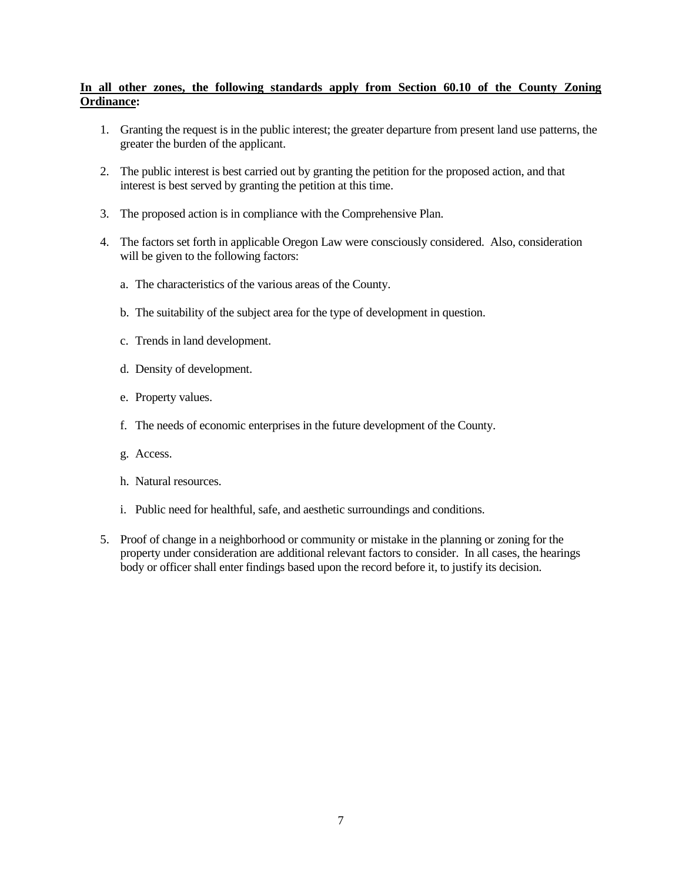**<u>In all other zones, the following standards apply from Section 60.10 of the County Zoning Ordinance</u>:**

1. Granting the request is in the public interest; the greater departure from present land use patterns, the greater the burden of the applicant.

2. The public interest is best carried out by granting the petition for the proposed action, and that interest is best served by granting the petition at this time.

3. The proposed action is in compliance with the Comprehensive Plan.

4. The factors set forth in applicable Oregon Law were consciously considered. Also, consideration will be given to the following factors:

   a. The characteristics of the various areas of the County.

   b. The suitability of the subject area for the type of development in question.

   c. Trends in land development.

   d. Density of development.

   e. Property values.

   f. The needs of economic enterprises in the future development of the County.

   g. Access.

   h. Natural resources.

   i. Public need for healthful, safe, and aesthetic surroundings and conditions.

5. Proof of change in a neighborhood or community or mistake in the planning or zoning for the property under consideration are additional relevant factors to consider. In all cases, the hearings body or officer shall enter findings based upon the record before it, to justify its decision.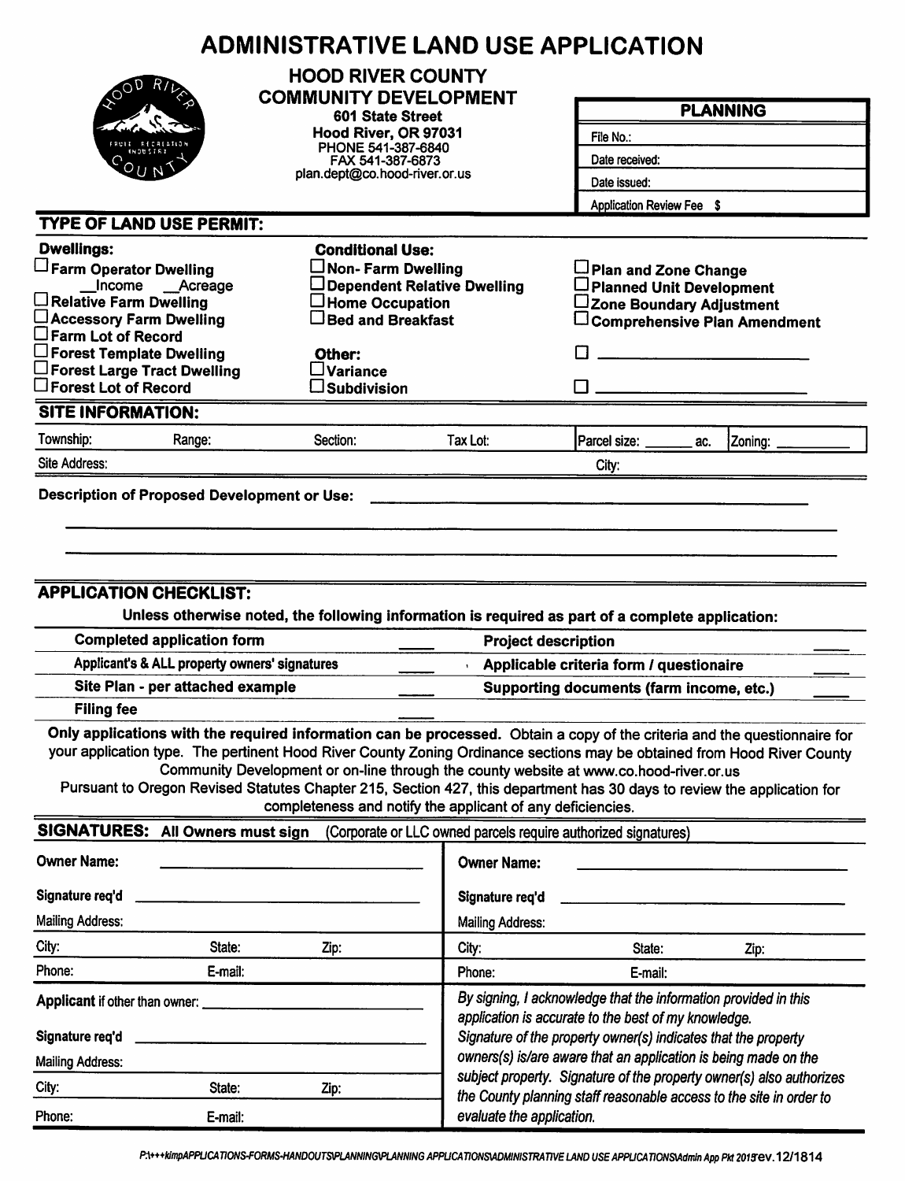# ADMINISTRATIVE LAND USE APPLICATION

**HOOD RIVER COUNTY**
**COMMUNITY DEVELOPMENT**
**601 State Street**
**Hood River, OR 97031**
PHONE 541-387-6840
FAX 541-387-6873
plan.dept@co.hood-river.or.us

| PLANNING |
|---|
| File No.: |
| Date received: |
| Date issued: |
| Application Review Fee $ |

## TYPE OF LAND USE PERMIT:

**Dwellings:**
- ☐ **Farm Operator Dwelling** __Income __Acreage
- ☐ **Relative Farm Dwelling**
- ☐ **Accessory Farm Dwelling**
- ☐ **Farm Lot of Record**
- ☐ **Forest Template Dwelling**
- ☐ **Forest Large Tract Dwelling**
- ☐ **Forest Lot of Record**

**Conditional Use:**
- ☐ **Non- Farm Dwelling**
- ☐ **Dependent Relative Dwelling**
- ☐ **Home Occupation**
- ☐ **Bed and Breakfast**

**Other:**
- ☐ **Variance**
- ☐ **Subdivision**

- ☐ **Plan and Zone Change**
- ☐ **Planned Unit Development**
- ☐ **Zone Boundary Adjustment**
- ☐ **Comprehensive Plan Amendment**
- ☐ ____________________
- ☐ ____________________

## SITE INFORMATION:

| Township: | Range: | Section: | Tax Lot: | Parcel size: ______ ac. | Zoning: ________ |
|---|---|---|---|---|---|
| Site Address: | | | | City: | |

**Description of Proposed Development or Use:** ____________________________________________

________________________________________________________________________________

________________________________________________________________________________

## APPLICATION CHECKLIST:

**Unless otherwise noted, the following information is required as part of a complete application:**

| | | | |
|---|---|---|---|
| **Completed application form** | ____ | **Project description** | ____ |
| **Applicant's & ALL property owners' signatures** | ____ | **Applicable criteria form / questionaire** | ____ |
| **Site Plan - per attached example** | ____ | **Supporting documents (farm income, etc.)** | ____ |
| **Filing fee** | ____ | | |

**Only applications with the required information can be processed.** Obtain a copy of the criteria and the questionnaire for your application type. The pertinent Hood River County Zoning Ordinance sections may be obtained from Hood River County Community Development or on-line through the county website at www.co.hood-river.or.us

Pursuant to Oregon Revised Statutes Chapter 215, Section 427, this department has 30 days to review the application for completeness and notify the applicant of any deficiencies.

## SIGNATURES: All Owners must sign (Corporate or LLC owned parcels require authorized signatures)

| | | | | | |
|---|---|---|---|---|---|
| **Owner Name:** | | | **Owner Name:** | | |
| **Signature req'd** | | | **Signature req'd** | | |
| Mailing Address: | | | Mailing Address: | | |
| City: | State: | Zip: | City: | State: | Zip: |
| Phone: | E-mail: | | Phone: | E-mail: | |

**Applicant** if other than owner: ____________________

**Signature req'd** ____________________

Mailing Address:

City: State: Zip:

Phone: E-mail:

*By signing, I acknowledge that the information provided in this application is accurate to the best of my knowledge. Signature of the property owner(s) indicates that the property owners(s) is/are aware that an application is being made on the subject property. Signature of the property owner(s) also authorizes the County planning staff reasonable access to the site in order to evaluate the application.*

P:\+++kimpAPPLICATIONS-FORMS-HANDOUTS\PLANNING\PLANNING APPLICATIONS\ADMINISTRATIVE LAND USE APPLICATIONS\Admin App Pkt 2015rev.12/1814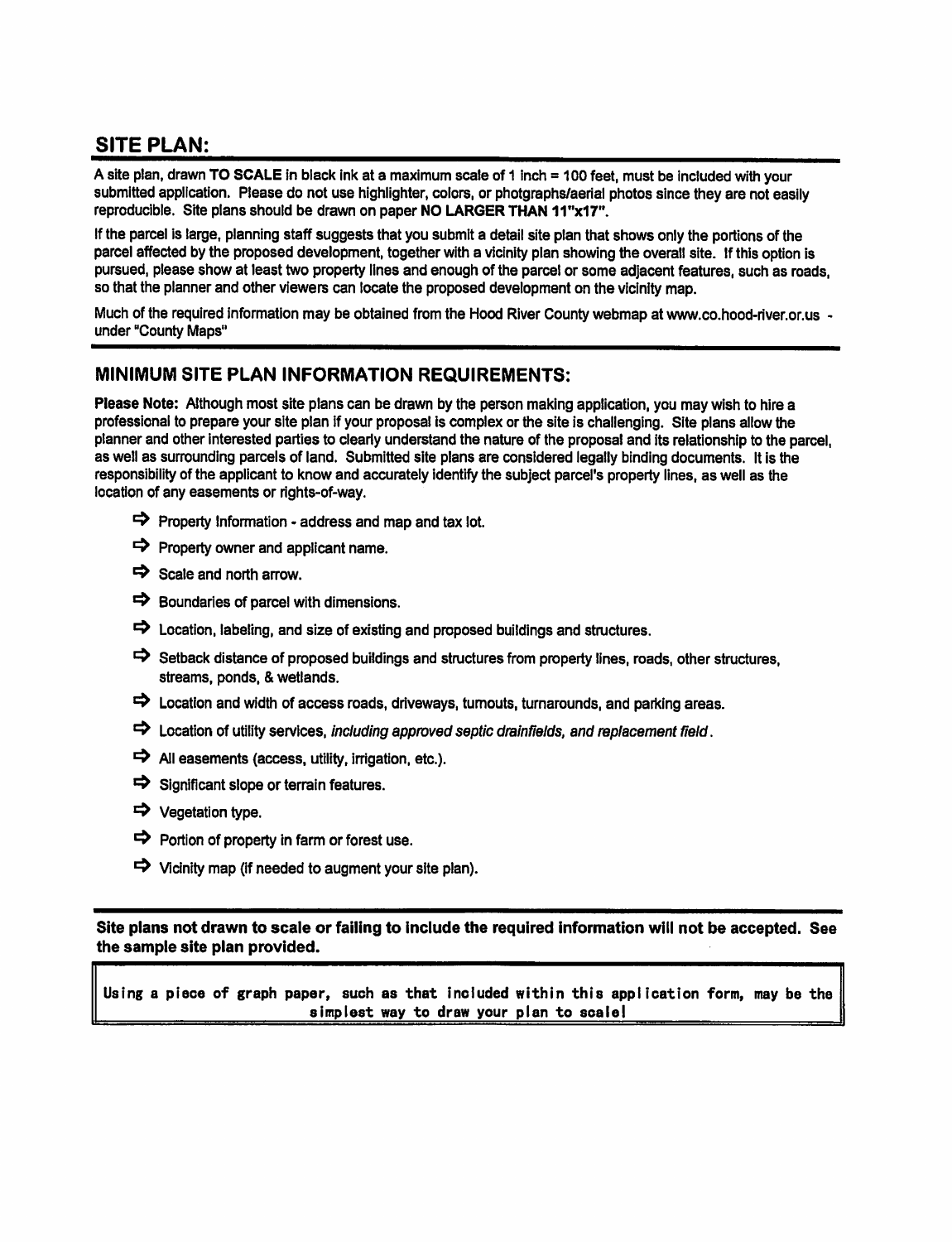## SITE PLAN:

A site plan, drawn **TO SCALE** in black ink at a maximum scale of 1 inch = 100 feet, must be included with your submitted application. Please do not use highlighter, colors, or photgraphs/aerial photos since they are not easily reproducible. Site plans should be drawn on paper **NO LARGER THAN 11"x17"**.

If the parcel is large, planning staff suggests that you submit a detail site plan that shows only the portions of the parcel affected by the proposed development, together with a vicinity plan showing the overall site. If this option is pursued, please show at least two property lines and enough of the parcel or some adjacent features, such as roads, so that the planner and other viewers can locate the proposed development on the vicinity map.

Much of the required information may be obtained from the Hood River County webmap at www.co.hood-river.or.us - under "County Maps"

## MINIMUM SITE PLAN INFORMATION REQUIREMENTS:

**Please Note:** Although most site plans can be drawn by the person making application, you may wish to hire a professional to prepare your site plan if your proposal is complex or the site is challenging. Site plans allow the planner and other interested parties to clearly understand the nature of the proposal and its relationship to the parcel, as well as surrounding parcels of land. Submitted site plans are considered legally binding documents. It is the responsibility of the applicant to know and accurately identify the subject parcel's property lines, as well as the location of any easements or rights-of-way.

- ➩ Property Information - address and map and tax lot.
- ➩ Property owner and applicant name.
- ➩ Scale and north arrow.
- ➩ Boundaries of parcel with dimensions.
- ➩ Location, labeling, and size of existing and proposed buildings and structures.
- ➩ Setback distance of proposed buildings and structures from property lines, roads, other structures, streams, ponds, & wetlands.
- ➩ Location and width of access roads, driveways, turnouts, turnarounds, and parking areas.
- ➩ Location of utility services, *including approved septic drainfields, and replacement field*.
- ➩ All easements (access, utility, irrigation, etc.).
- ➩ Significant slope or terrain features.
- ➩ Vegetation type.
- ➩ Portion of property in farm or forest use.
- ➩ Vicinity map (if needed to augment your site plan).

**Site plans not drawn to scale or failing to include the required information will not be accepted. See the sample site plan provided.**

Using a piece of graph paper, such as that included within this application form, may be the simplest way to draw your plan to scale!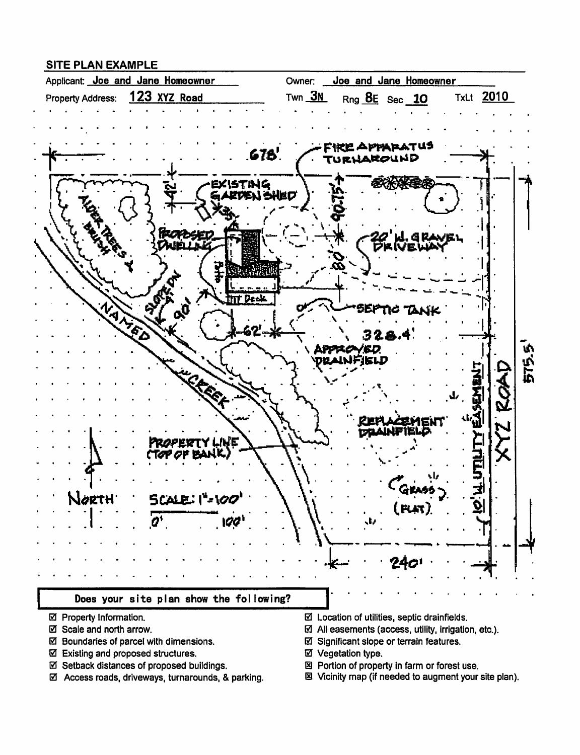## SITE PLAN EXAMPLE

Applicant: Joe and Jane Homeowner

Owner: Joe and Jane Homeowner

Property Address: 123 XYZ Road

Twn 3N Rng 8E Sec 10 TxLt 2010

678'

FIRE APPARATUS TURNAROUND

42'

EXISTING GARDEN SHED

35'

90.75'

ALDER TREES & BRUSH

PROPOSED DWELLING

Patio

80'

20' W. GRAVEL DRIVEWAY

SLOPE DN 9%

Deck

90'

SEPTIC TANK

62'

328.4'

NAMED CREEK

APPROVED DRAINFIELD

575.5'

XYZ ROAD

10' W. UTILITY EASEMENT

REPLACEMENT DRAINFIELD

PROPERTY LINE (TOP OF BANK)

NORTH

SCALE: 1" = 100'

0' 100'

(GRASS) (FLAT)

240'

**Does your site plan show the following?**

- ☑ Property Information.
- ☑ Scale and north arrow.
- ☑ Boundaries of parcel with dimensions.
- ☑ Existing and proposed structures.
- ☑ Setback distances of proposed buildings.
- ☑ Access roads, driveways, turnarounds, & parking.
- ☑ Location of utilities, septic drainfields.
- ☑ All easements (access, utility, irrigation, etc.).
- ☑ Significant slope or terrain features.
- ☑ Vegetation type.
- ☒ Portion of property in farm or forest use.
- ☒ Vicinity map (if needed to augment your site plan).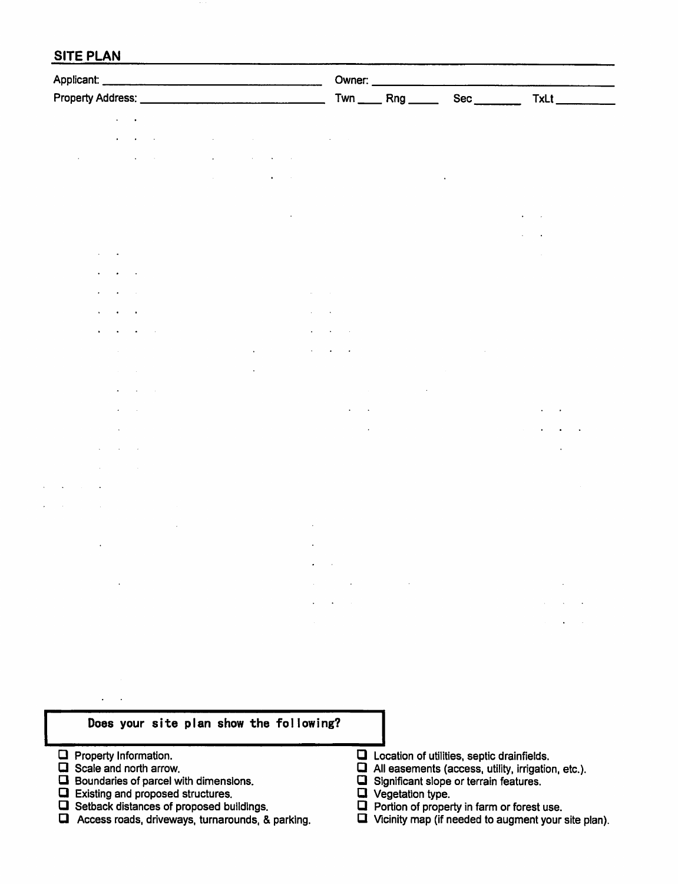## SITE PLAN

Applicant: ______________________________ Owner: ______________________________

Property Address: ______________________________ Twn ____ Rng _____ Sec _______ TxLt _________

**Does your site plan show the following?**

- ☐ Property Information.
- ☐ Scale and north arrow.
- ☐ Boundaries of parcel with dimensions.
- ☐ Existing and proposed structures.
- ☐ Setback distances of proposed buildings.
- ☐ Access roads, driveways, turnarounds, & parking.
- ☐ Location of utilities, septic drainfields.
- ☐ All easements (access, utility, irrigation, etc.).
- ☐ Significant slope or terrain features.
- ☐ Vegetation type.
- ☐ Portion of property in farm or forest use.
- ☐ Vicinity map (if needed to augment your site plan).